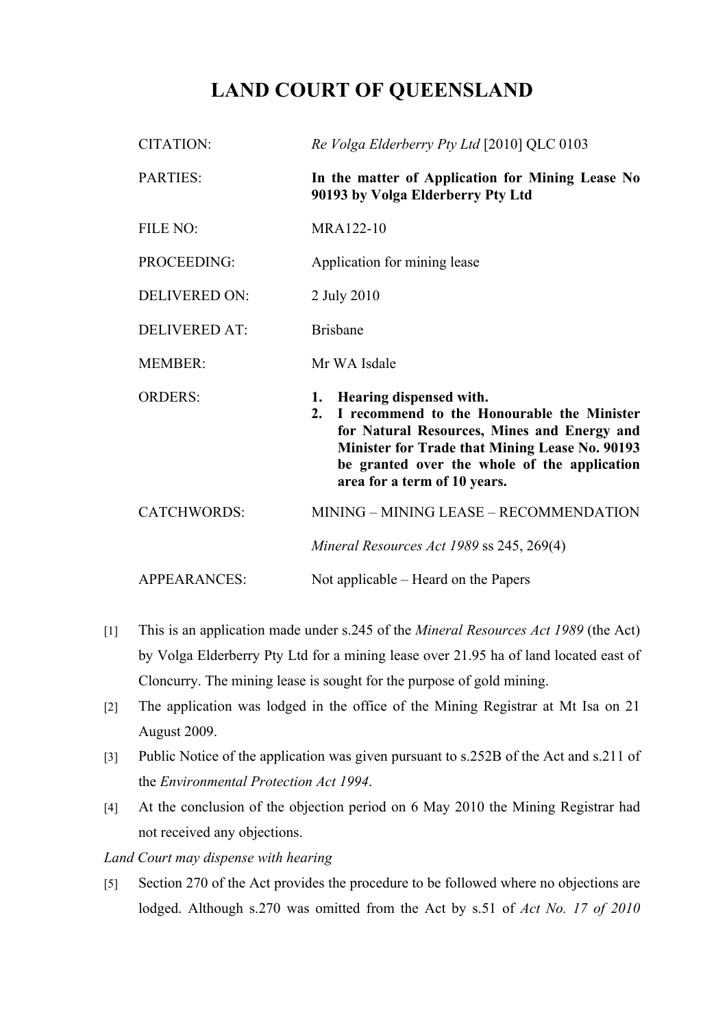# LAND COURT OF QUEENSLAND

| | |
|---|---|
| CITATION: | *Re Volga Elderberry Pty Ltd* [2010] QLC 0103 |
| PARTIES: | **In the matter of Application for Mining Lease No 90193 by Volga Elderberry Pty Ltd** |
| FILE NO: | MRA122-10 |
| PROCEEDING: | Application for mining lease |
| DELIVERED ON: | 2 July 2010 |
| DELIVERED AT: | Brisbane |
| MEMBER: | Mr WA Isdale |
| ORDERS: | **1. Hearing dispensed with.** **2. I recommend to the Honourable the Minister for Natural Resources, Mines and Energy and Minister for Trade that Mining Lease No. 90193 be granted over the whole of the application area for a term of 10 years.** |
| CATCHWORDS: | MINING – MINING LEASE – RECOMMENDATION *Mineral Resources Act 1989* ss 245, 269(4) |
| APPEARANCES: | Not applicable – Heard on the Papers |

[1] This is an application made under s.245 of the *Mineral Resources Act 1989* (the Act) by Volga Elderberry Pty Ltd for a mining lease over 21.95 ha of land located east of Cloncurry. The mining lease is sought for the purpose of gold mining.

[2] The application was lodged in the office of the Mining Registrar at Mt Isa on 21 August 2009.

[3] Public Notice of the application was given pursuant to s.252B of the Act and s.211 of the *Environmental Protection Act 1994*.

[4] At the conclusion of the objection period on 6 May 2010 the Mining Registrar had not received any objections.

*Land Court may dispense with hearing*

[5] Section 270 of the Act provides the procedure to be followed where no objections are lodged. Although s.270 was omitted from the Act by s.51 of *Act No. 17 of 2010*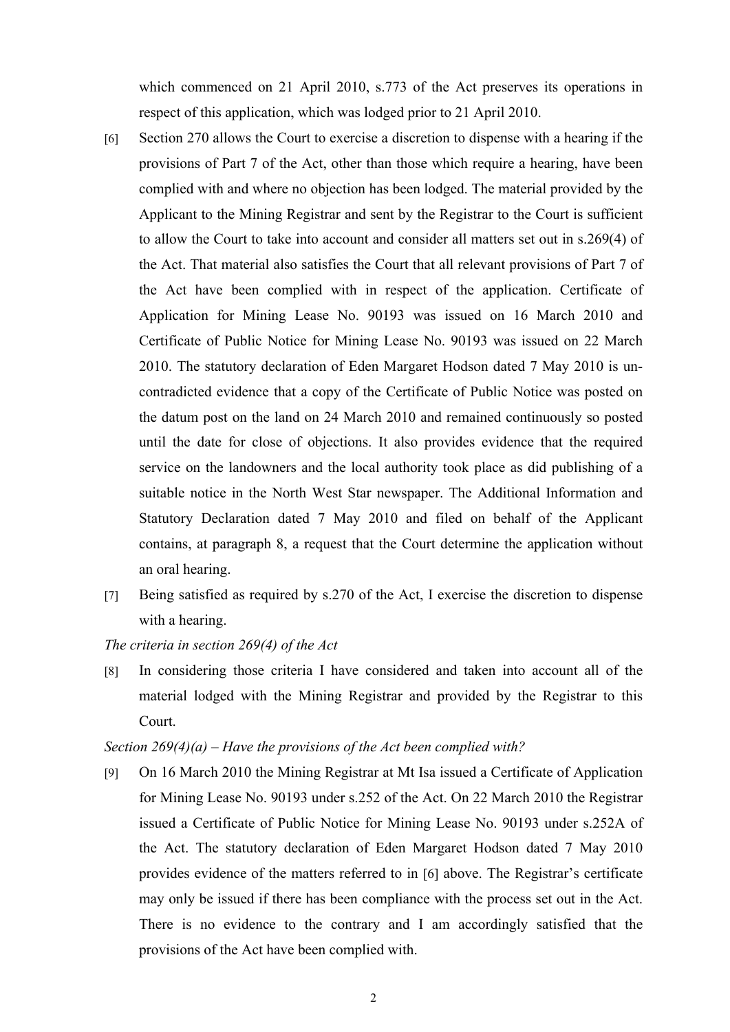which commenced on 21 April 2010, s.773 of the Act preserves its operations in respect of this application, which was lodged prior to 21 April 2010.

[6] Section 270 allows the Court to exercise a discretion to dispense with a hearing if the provisions of Part 7 of the Act, other than those which require a hearing, have been complied with and where no objection has been lodged. The material provided by the Applicant to the Mining Registrar and sent by the Registrar to the Court is sufficient to allow the Court to take into account and consider all matters set out in s.269(4) of the Act. That material also satisfies the Court that all relevant provisions of Part 7 of the Act have been complied with in respect of the application. Certificate of Application for Mining Lease No. 90193 was issued on 16 March 2010 and Certificate of Public Notice for Mining Lease No. 90193 was issued on 22 March 2010. The statutory declaration of Eden Margaret Hodson dated 7 May 2010 is un-contradicted evidence that a copy of the Certificate of Public Notice was posted on the datum post on the land on 24 March 2010 and remained continuously so posted until the date for close of objections. It also provides evidence that the required service on the landowners and the local authority took place as did publishing of a suitable notice in the North West Star newspaper. The Additional Information and Statutory Declaration dated 7 May 2010 and filed on behalf of the Applicant contains, at paragraph 8, a request that the Court determine the application without an oral hearing.

[7] Being satisfied as required by s.270 of the Act, I exercise the discretion to dispense with a hearing.

*The criteria in section 269(4) of the Act*

[8] In considering those criteria I have considered and taken into account all of the material lodged with the Mining Registrar and provided by the Registrar to this Court.

*Section 269(4)(a) – Have the provisions of the Act been complied with?*

[9] On 16 March 2010 the Mining Registrar at Mt Isa issued a Certificate of Application for Mining Lease No. 90193 under s.252 of the Act. On 22 March 2010 the Registrar issued a Certificate of Public Notice for Mining Lease No. 90193 under s.252A of the Act. The statutory declaration of Eden Margaret Hodson dated 7 May 2010 provides evidence of the matters referred to in [6] above. The Registrar's certificate may only be issued if there has been compliance with the process set out in the Act. There is no evidence to the contrary and I am accordingly satisfied that the provisions of the Act have been complied with.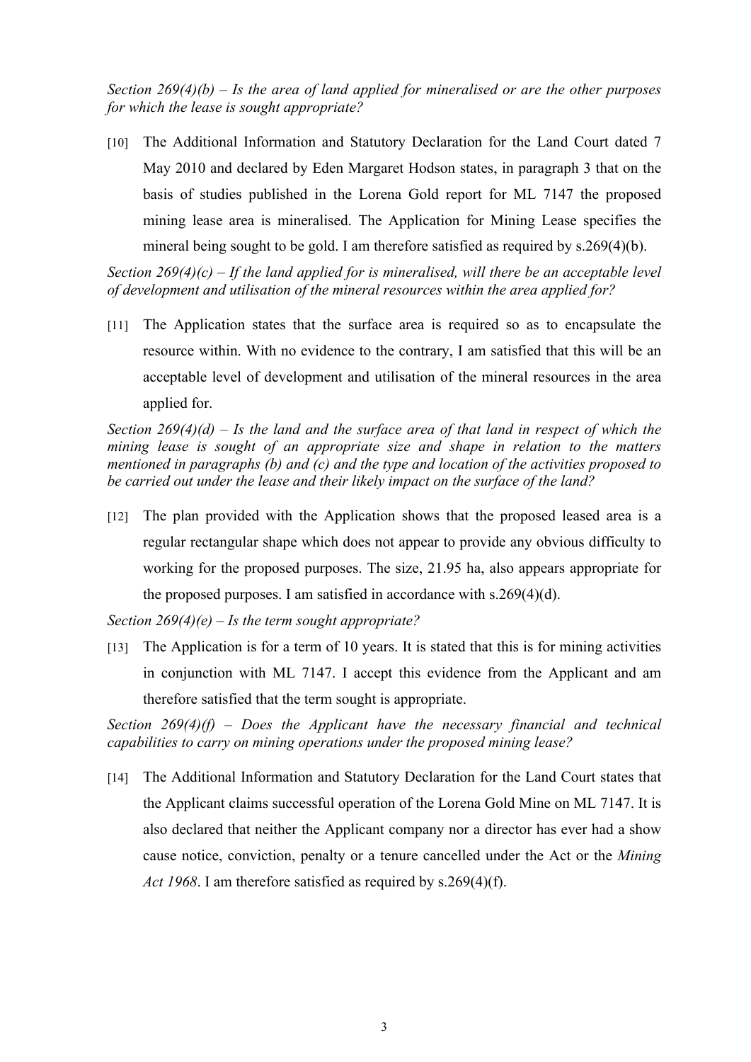*Section 269(4)(b) – Is the area of land applied for mineralised or are the other purposes for which the lease is sought appropriate?*

[10] The Additional Information and Statutory Declaration for the Land Court dated 7 May 2010 and declared by Eden Margaret Hodson states, in paragraph 3 that on the basis of studies published in the Lorena Gold report for ML 7147 the proposed mining lease area is mineralised. The Application for Mining Lease specifies the mineral being sought to be gold. I am therefore satisfied as required by s.269(4)(b).

*Section 269(4)(c) – If the land applied for is mineralised, will there be an acceptable level of development and utilisation of the mineral resources within the area applied for?*

[11] The Application states that the surface area is required so as to encapsulate the resource within. With no evidence to the contrary, I am satisfied that this will be an acceptable level of development and utilisation of the mineral resources in the area applied for.

*Section 269(4)(d) – Is the land and the surface area of that land in respect of which the mining lease is sought of an appropriate size and shape in relation to the matters mentioned in paragraphs (b) and (c) and the type and location of the activities proposed to be carried out under the lease and their likely impact on the surface of the land?*

[12] The plan provided with the Application shows that the proposed leased area is a regular rectangular shape which does not appear to provide any obvious difficulty to working for the proposed purposes. The size, 21.95 ha, also appears appropriate for the proposed purposes. I am satisfied in accordance with s.269(4)(d).

*Section 269(4)(e) – Is the term sought appropriate?*

[13] The Application is for a term of 10 years. It is stated that this is for mining activities in conjunction with ML 7147. I accept this evidence from the Applicant and am therefore satisfied that the term sought is appropriate.

*Section 269(4)(f) – Does the Applicant have the necessary financial and technical capabilities to carry on mining operations under the proposed mining lease?*

[14] The Additional Information and Statutory Declaration for the Land Court states that the Applicant claims successful operation of the Lorena Gold Mine on ML 7147. It is also declared that neither the Applicant company nor a director has ever had a show cause notice, conviction, penalty or a tenure cancelled under the Act or the *Mining Act 1968*. I am therefore satisfied as required by s.269(4)(f).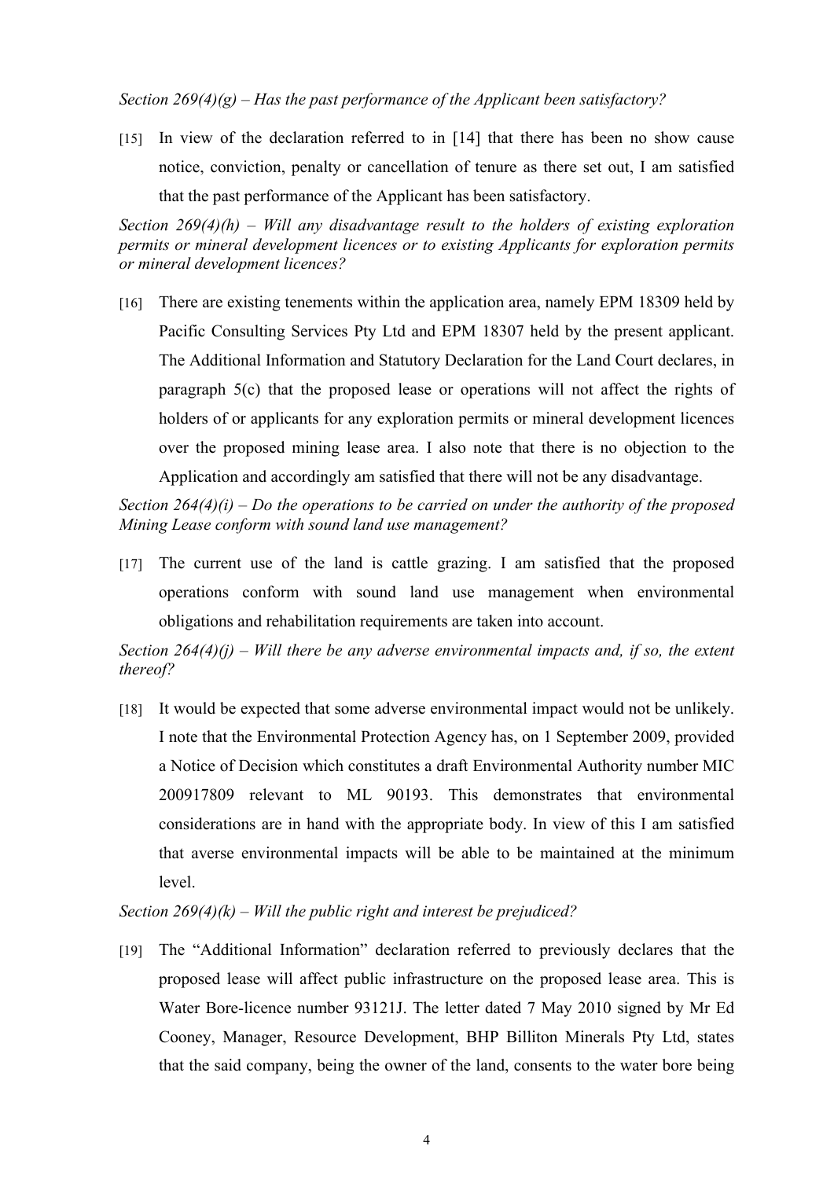*Section 269(4)(g) – Has the past performance of the Applicant been satisfactory?*

[15] In view of the declaration referred to in [14] that there has been no show cause notice, conviction, penalty or cancellation of tenure as there set out, I am satisfied that the past performance of the Applicant has been satisfactory.

*Section 269(4)(h) – Will any disadvantage result to the holders of existing exploration permits or mineral development licences or to existing Applicants for exploration permits or mineral development licences?*

[16] There are existing tenements within the application area, namely EPM 18309 held by Pacific Consulting Services Pty Ltd and EPM 18307 held by the present applicant. The Additional Information and Statutory Declaration for the Land Court declares, in paragraph 5(c) that the proposed lease or operations will not affect the rights of holders of or applicants for any exploration permits or mineral development licences over the proposed mining lease area. I also note that there is no objection to the Application and accordingly am satisfied that there will not be any disadvantage.

*Section 264(4)(i) – Do the operations to be carried on under the authority of the proposed Mining Lease conform with sound land use management?*

[17] The current use of the land is cattle grazing. I am satisfied that the proposed operations conform with sound land use management when environmental obligations and rehabilitation requirements are taken into account.

*Section 264(4)(j) – Will there be any adverse environmental impacts and, if so, the extent thereof?*

[18] It would be expected that some adverse environmental impact would not be unlikely. I note that the Environmental Protection Agency has, on 1 September 2009, provided a Notice of Decision which constitutes a draft Environmental Authority number MIC 200917809 relevant to ML 90193. This demonstrates that environmental considerations are in hand with the appropriate body. In view of this I am satisfied that averse environmental impacts will be able to be maintained at the minimum level.

*Section 269(4)(k) – Will the public right and interest be prejudiced?*

[19] The "Additional Information" declaration referred to previously declares that the proposed lease will affect public infrastructure on the proposed lease area. This is Water Bore-licence number 93121J. The letter dated 7 May 2010 signed by Mr Ed Cooney, Manager, Resource Development, BHP Billiton Minerals Pty Ltd, states that the said company, being the owner of the land, consents to the water bore being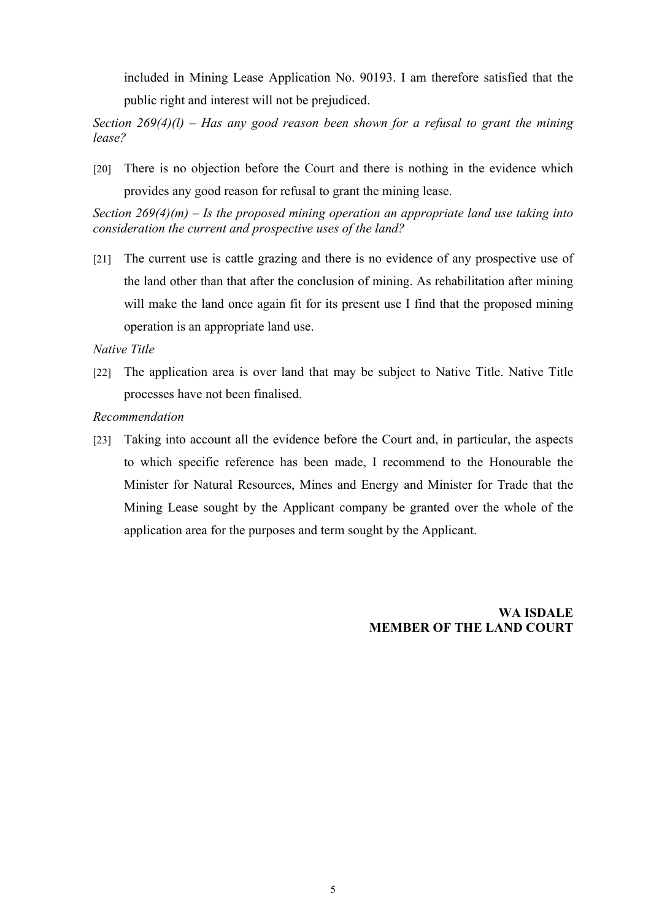included in Mining Lease Application No. 90193. I am therefore satisfied that the public right and interest will not be prejudiced.

*Section 269(4)(l) – Has any good reason been shown for a refusal to grant the mining lease?*

[20] There is no objection before the Court and there is nothing in the evidence which provides any good reason for refusal to grant the mining lease.

*Section 269(4)(m) – Is the proposed mining operation an appropriate land use taking into consideration the current and prospective uses of the land?*

[21] The current use is cattle grazing and there is no evidence of any prospective use of the land other than that after the conclusion of mining. As rehabilitation after mining will make the land once again fit for its present use I find that the proposed mining operation is an appropriate land use.

*Native Title*

[22] The application area is over land that may be subject to Native Title. Native Title processes have not been finalised.

*Recommendation*

[23] Taking into account all the evidence before the Court and, in particular, the aspects to which specific reference has been made, I recommend to the Honourable the Minister for Natural Resources, Mines and Energy and Minister for Trade that the Mining Lease sought by the Applicant company be granted over the whole of the application area for the purposes and term sought by the Applicant.

**WA ISDALE**
**MEMBER OF THE LAND COURT**